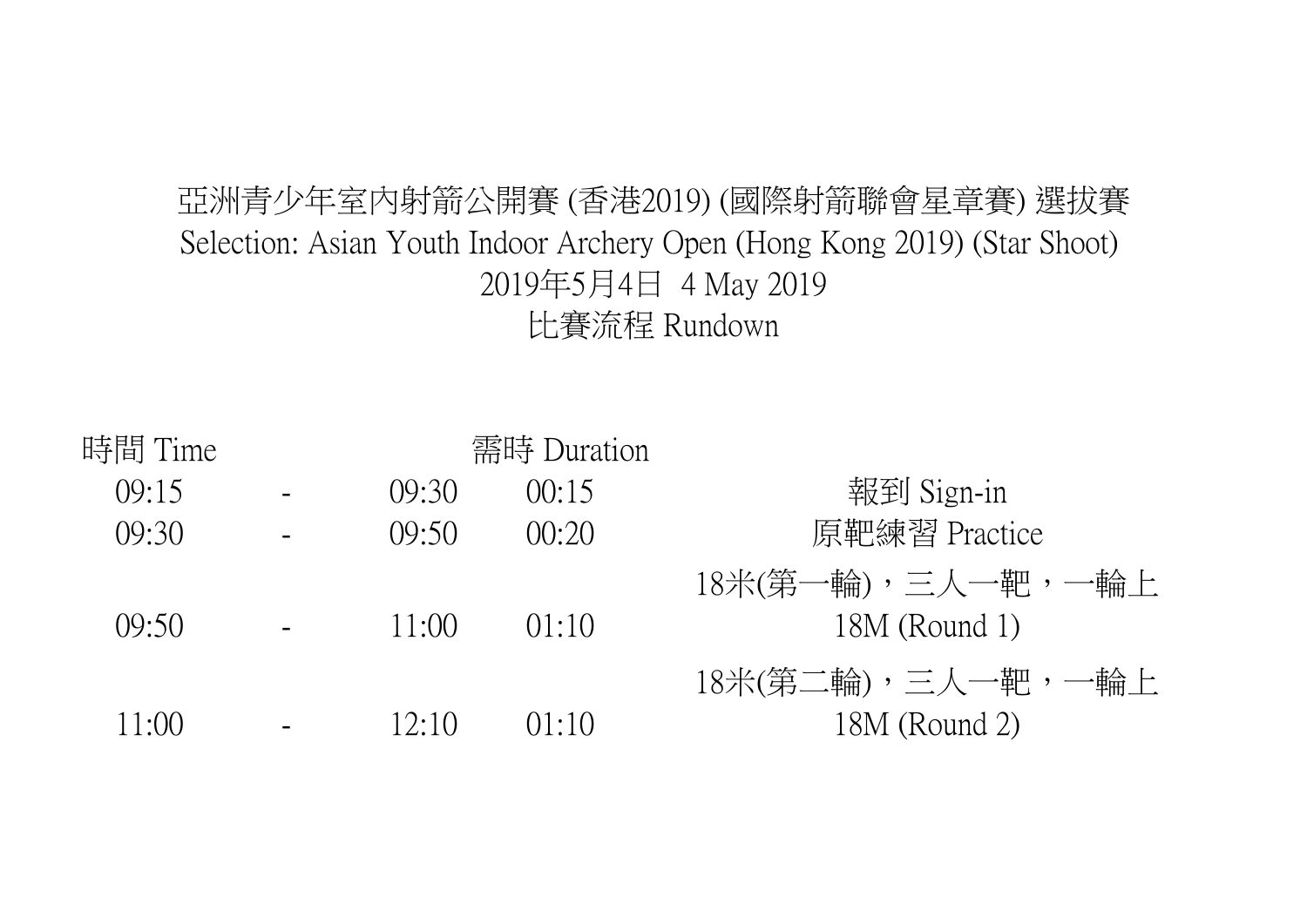# 亞洲青少年室內射箭公開賽 (香港2019) (國際射箭聯會星章賽) 選拔賽

## Selection: Asian Youth Indoor Archery Open (Hong Kong 2019) (Star Shoot)

2019年5月4日 4 May 2019

比賽流程 Rundown

| 時間 Time | | | 需時 Duration | |
|---|---|---|---|---|
| 09:15 | - | 09:30 | 00:15 | 報到 Sign-in |
| 09:30 | - | 09:50 | 00:20 | 原靶練習 Practice |
| 09:50 | - | 11:00 | 01:10 | 18米(第一輪)，三人一靶，一輪上<br>18M (Round 1) |
| 11:00 | - | 12:10 | 01:10 | 18米(第二輪)，三人一靶，一輪上<br>18M (Round 2) |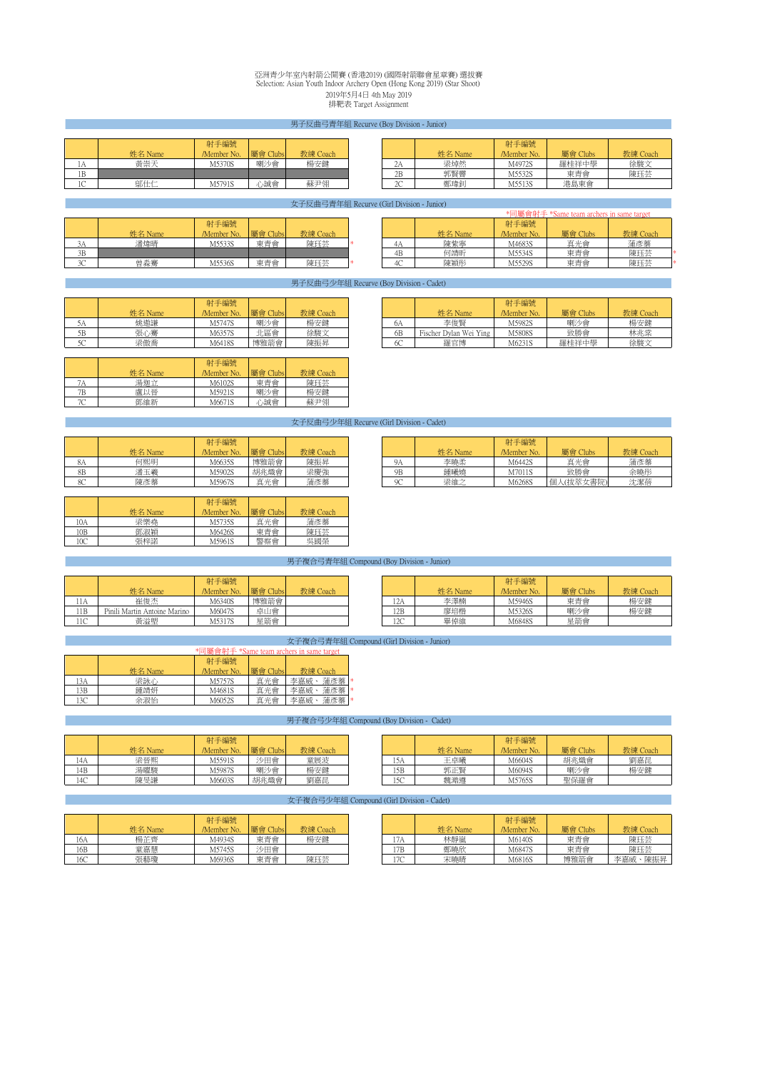亞洲青少年室內射箭公開賽 (香港2019) (國際射箭聯會星章賽) 選拔賽
Selection: Asian Youth Indoor Archery Open (Hong Kong 2019) (Star Shoot)
2019年5月4日 4th May 2019
排靶表 Target Assignment

## 男子反曲弓青年組 Recurve (Boy Division - Junior)

| | 姓名 Name | 射手編號 /Member No. | 屬會 Clubs | 教練 Coach |
|---|---|---|---|---|
| 1A | 黃崇天 | M5370S | 喇沙會 | 楊安鍵 |
| 1B | | | | |
| 1C | 鄔仕仁 | M5791S | 心誠會 | 蘇尹翎 |

| | 姓名 Name | 射手編號 /Member No. | 屬會 Clubs | 教練 Coach |
|---|---|---|---|---|
| 2A | 梁煒然 | M4972S | 羅桂祥中學 | 徐駿文 |
| 2B | 郭賢膺 | M5532S | 東青會 | 陳珏芸 |
| 2C | 鄭瑋鈞 | M5513S | 港島東會 | |

## 女子反曲弓青年組 Recurve (Girl Division - Junior)

*同屬會射手 *Same team archers in same target

| | 姓名 Name | 射手編號 /Member No. | 屬會 Clubs | 教練 Coach | |
|---|---|---|---|---|---|
| 3A | 潘煒晴 | M5533S | 東青會 | 陳珏芸 | * |
| 3B | | | | | |
| 3C | 曾淼騫 | M5536S | 東青會 | 陳珏芸 | * |

| | 姓名 Name | 射手編號 /Member No. | 屬會 Clubs | 教練 Coach | |
|---|---|---|---|---|---|
| 4A | 陳紫寧 | M4683S | 真光會 | 蒲彥蓁 | |
| 4B | 何靖昕 | M5534S | 東青會 | 陳珏芸 | * |
| 4C | 陳穎彤 | M5529S | 東青會 | 陳珏芸 | * |

## 男子反曲弓少年組 Recurve (Boy Division - Cadet)

| | 姓名 Name | 射手編號 /Member No. | 屬會 Clubs | 教練 Coach |
|---|---|---|---|---|
| 5A | 姚遨謙 | M5747S | 喇沙會 | 楊安鍵 |
| 5B | 張心騫 | M6357S | 北區會 | 徐駿文 |
| 5C | 梁傲喬 | M6418S | 博雅箭會 | 陳振昇 |

| | 姓名 Name | 射手編號 /Member No. | 屬會 Clubs | 教練 Coach |
|---|---|---|---|---|
| 6A | 李俊賢 | M5982S | 喇沙會 | 楊安鍵 |
| 6B | Fischer Dylan Wei Ying | M5808S | 致勝會 | 林兆棠 |
| 6C | 羅官博 | M6231S | 羅桂祥中學 | 徐駿文 |

| | 姓名 Name | 射手編號 /Member No. | 屬會 Clubs | 教練 Coach |
|---|---|---|---|---|
| 7A | 湯珈立 | M6102S | 東青會 | 陳珏芸 |
| 7B | 盧以晉 | M5921S | 喇沙會 | 楊安鍵 |
| 7C | 鄧維新 | M6671S | 心誠會 | 蘇尹翎 |

## 女子反曲弓少年組 Recurve (Girl Division - Cadet)

| | 姓名 Name | 射手編號 /Member No. | 屬會 Clubs | 教練 Coach |
|---|---|---|---|---|
| 8A | 何熙明 | M6635S | 博雅箭會 | 陳振昇 |
| 8B | 潘玉羲 | M5902S | 胡兆熾會 | 梁慶強 |
| 8C | 陳彥蓁 | M5967S | 真光會 | 蒲彥蓁 |

| | 姓名 Name | 射手編號 /Member No. | 屬會 Clubs | 教練 Coach |
|---|---|---|---|---|
| 9A | 李曉柔 | M6442S | 真光會 | 蒲彥蓁 |
| 9B | 鍾曦嬈 | M7011S | 致勝會 | 余曉彤 |
| 9C | 梁維之 | M6268S | 個人(拔萃女書院) | 沈潔蓓 |

| | 姓名 Name | 射手編號 /Member No. | 屬會 Clubs | 教練 Coach |
|---|---|---|---|---|
| 10A | 梁樂堯 | M5735S | 真光會 | 蒲彥蓁 |
| 10B | 鄧淑穎 | M6426S | 東青會 | 陳珏芸 |
| 10C | 張梓諾 | M5961S | 警察會 | 吳國榮 |

## 男子複合弓青年組 Compound (Boy Division - Junior)

| | 姓名 Name | 射手編號 /Member No. | 屬會 Clubs | 教練 Coach |
|---|---|---|---|---|
| 11A | 崔俊杰 | M6340S | 博雅箭會 | |
| 11B | Pinili Martin Antoine Marino | M6047S | 卓山會 | |
| 11C | 黃溢盟 | M5317S | 星箭會 | |

| | 姓名 Name | 射手編號 /Member No. | 屬會 Clubs | 教練 Coach |
|---|---|---|---|---|
| 12A | 李澤楠 | M5946S | 東青會 | 楊安鍵 |
| 12B | 廖培楷 | M5326S | 喇沙會 | 楊安鍵 |
| 12C | 畢倬維 | M6848S | 星箭會 | |

## 女子複合弓青年組 Compound (Girl Division - Junior)

*同屬會射手 *Same team archers in same target

| | 姓名 Name | 射手編號 /Member No. | 屬會 Clubs | 教練 Coach | |
|---|---|---|---|---|---|
| 13A | 梁詠心 | M5757S | 真光會 | 李嘉威、蒲彥蓁 | * |
| 13B | 鍾靖妍 | M4681S | 真光會 | 李嘉威、蒲彥蓁 | * |
| 13C | 余淑怡 | M6052S | 真光會 | 李嘉威、蒲彥蓁 | * |

## 男子複合弓少年組 Compound (Boy Division - Cadet)

| | 姓名 Name | 射手編號 /Member No. | 屬會 Clubs | 教練 Coach |
|---|---|---|---|---|
| 14A | 梁晉熙 | M5591S | 沙田會 | 董展波 |
| 14B | 湯曜駿 | M5987S | 喇沙會 | 楊安鍵 |
| 14C | 陳旻謙 | M6603S | 胡兆熾會 | 劉嘉昆 |

| | 姓名 Name | 射手編號 /Member No. | 屬會 Clubs | 教練 Coach |
|---|---|---|---|---|
| 15A | 王卓曦 | M6604S | 胡兆熾會 | 劉嘉昆 |
| 15B | 郭正賢 | M6094S | 喇沙會 | 楊安鍵 |
| 15C | 魏澔遵 | M5765S | 聖保羅會 | |

## 女子複合弓少年組 Compound (Girl Division - Cadet)

| | 姓名 Name | 射手編號 /Member No. | 屬會 Clubs | 教練 Coach |
|---|---|---|---|---|
| 16A | 楊芷齊 | M4934S | 東青會 | 楊安鍵 |
| 16B | 童嘉慧 | M5745S | 沙田會 | |
| 16C | 張藝瓊 | M6936S | 東青會 | 陳珏芸 |

| | 姓名 Name | 射手編號 /Member No. | 屬會 Clubs | 教練 Coach |
|---|---|---|---|---|
| 17A | 林靜嵐 | M6140S | 東青會 | 陳珏芸 |
| 17B | 鄭曉欣 | M6847S | 東青會 | 陳珏芸 |
| 17C | 宋曉晴 | M6816S | 博雅箭會 | 李嘉威、陳振昇 |